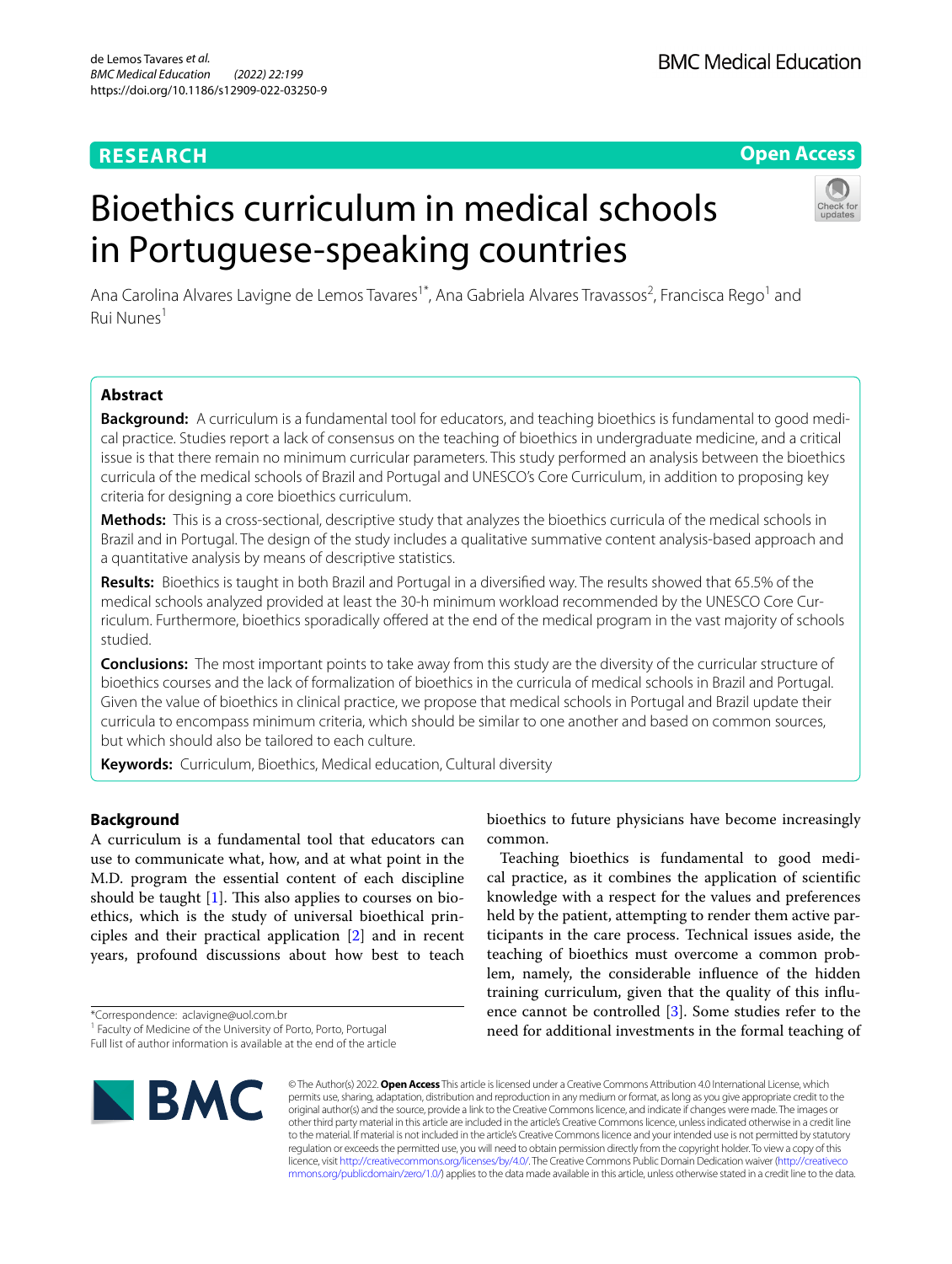RESEARCH

Open Access

# Bioethics curriculum in medical schools in Portuguese-speaking countries

Ana Carolina Alvares Lavigne de Lemos Tavares[1*], Ana Gabriela Alvares Travassos[2], Francisca Rego[1] and Rui Nunes[1]

## Abstract

**Background:** A curriculum is a fundamental tool for educators, and teaching bioethics is fundamental to good medical practice. Studies report a lack of consensus on the teaching of bioethics in undergraduate medicine, and a critical issue is that there remain no minimum curricular parameters. This study performed an analysis between the bioethics curricula of the medical schools of Brazil and Portugal and UNESCO's Core Curriculum, in addition to proposing key criteria for designing a core bioethics curriculum.

**Methods:** This is a cross-sectional, descriptive study that analyzes the bioethics curricula of the medical schools in Brazil and in Portugal. The design of the study includes a qualitative summative content analysis-based approach and a quantitative analysis by means of descriptive statistics.

**Results:** Bioethics is taught in both Brazil and Portugal in a diversified way. The results showed that 65.5% of the medical schools analyzed provided at least the 30-h minimum workload recommended by the UNESCO Core Curriculum. Furthermore, bioethics sporadically offered at the end of the medical program in the vast majority of schools studied.

**Conclusions:** The most important points to take away from this study are the diversity of the curricular structure of bioethics courses and the lack of formalization of bioethics in the curricula of medical schools in Brazil and Portugal. Given the value of bioethics in clinical practice, we propose that medical schools in Portugal and Brazil update their curricula to encompass minimum criteria, which should be similar to one another and based on common sources, but which should also be tailored to each culture.

**Keywords:** Curriculum, Bioethics, Medical education, Cultural diversity

## Background

A curriculum is a fundamental tool that educators can use to communicate what, how, and at what point in the M.D. program the essential content of each discipline should be taught [1]. This also applies to courses on bioethics, which is the study of universal bioethical principles and their practical application [2] and in recent years, profound discussions about how best to teach bioethics to future physicians have become increasingly common.

Teaching bioethics is fundamental to good medical practice, as it combines the application of scientific knowledge with a respect for the values and preferences held by the patient, attempting to render them active participants in the care process. Technical issues aside, the teaching of bioethics must overcome a common problem, namely, the considerable influence of the hidden training curriculum, given that the quality of this influence cannot be controlled [3]. Some studies refer to the need for additional investments in the formal teaching of

*Correspondence: aclavigne@uol.com.br

[1] Faculty of Medicine of the University of Porto, Porto, Portugal

Full list of author information is available at the end of the article

© The Author(s) 2022. **Open Access** This article is licensed under a Creative Commons Attribution 4.0 International License, which permits use, sharing, adaptation, distribution and reproduction in any medium or format, as long as you give appropriate credit to the original author(s) and the source, provide a link to the Creative Commons licence, and indicate if changes were made. The images or other third party material in this article are included in the article's Creative Commons licence, unless indicated otherwise in a credit line to the material. If material is not included in the article's Creative Commons licence and your intended use is not permitted by statutory regulation or exceeds the permitted use, you will need to obtain permission directly from the copyright holder. To view a copy of this licence, visit http://creativecommons.org/licenses/by/4.0/. The Creative Commons Public Domain Dedication waiver (http://creativecommons.org/publicdomain/zero/1.0/) applies to the data made available in this article, unless otherwise stated in a credit line to the data.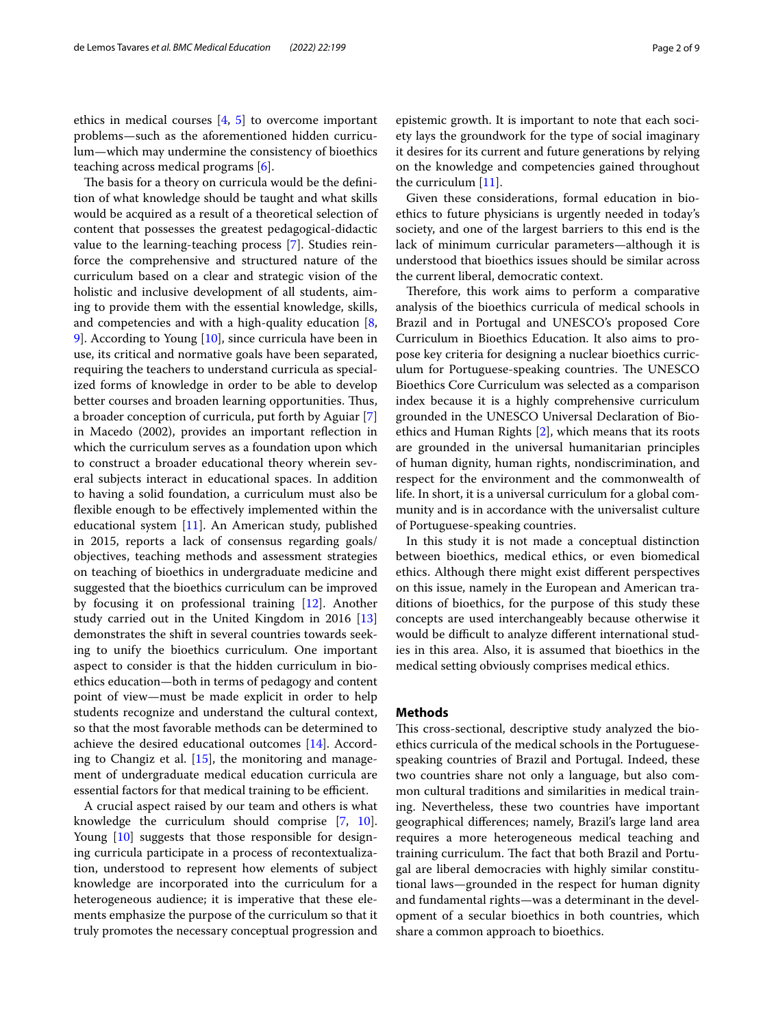ethics in medical courses [4, 5] to overcome important problems—such as the aforementioned hidden curriculum—which may undermine the consistency of bioethics teaching across medical programs [6].

The basis for a theory on curricula would be the definition of what knowledge should be taught and what skills would be acquired as a result of a theoretical selection of content that possesses the greatest pedagogical-didactic value to the learning-teaching process [7]. Studies reinforce the comprehensive and structured nature of the curriculum based on a clear and strategic vision of the holistic and inclusive development of all students, aiming to provide them with the essential knowledge, skills, and competencies and with a high-quality education [8, 9]. According to Young [10], since curricula have been in use, its critical and normative goals have been separated, requiring the teachers to understand curricula as specialized forms of knowledge in order to be able to develop better courses and broaden learning opportunities. Thus, a broader conception of curricula, put forth by Aguiar [7] in Macedo (2002), provides an important reflection in which the curriculum serves as a foundation upon which to construct a broader educational theory wherein several subjects interact in educational spaces. In addition to having a solid foundation, a curriculum must also be flexible enough to be effectively implemented within the educational system [11]. An American study, published in 2015, reports a lack of consensus regarding goals/objectives, teaching methods and assessment strategies on teaching of bioethics in undergraduate medicine and suggested that the bioethics curriculum can be improved by focusing it on professional training [12]. Another study carried out in the United Kingdom in 2016 [13] demonstrates the shift in several countries towards seeking to unify the bioethics curriculum. One important aspect to consider is that the hidden curriculum in bioethics education—both in terms of pedagogy and content point of view—must be made explicit in order to help students recognize and understand the cultural context, so that the most favorable methods can be determined to achieve the desired educational outcomes [14]. According to Changiz et al. [15], the monitoring and management of undergraduate medical education curricula are essential factors for that medical training to be efficient.

A crucial aspect raised by our team and others is what knowledge the curriculum should comprise [7, 10]. Young [10] suggests that those responsible for designing curricula participate in a process of recontextualization, understood to represent how elements of subject knowledge are incorporated into the curriculum for a heterogeneous audience; it is imperative that these elements emphasize the purpose of the curriculum so that it truly promotes the necessary conceptual progression and epistemic growth. It is important to note that each society lays the groundwork for the type of social imaginary it desires for its current and future generations by relying on the knowledge and competencies gained throughout the curriculum [11].

Given these considerations, formal education in bioethics to future physicians is urgently needed in today's society, and one of the largest barriers to this end is the lack of minimum curricular parameters—although it is understood that bioethics issues should be similar across the current liberal, democratic context.

Therefore, this work aims to perform a comparative analysis of the bioethics curricula of medical schools in Brazil and in Portugal and UNESCO's proposed Core Curriculum in Bioethics Education. It also aims to propose key criteria for designing a nuclear bioethics curriculum for Portuguese-speaking countries. The UNESCO Bioethics Core Curriculum was selected as a comparison index because it is a highly comprehensive curriculum grounded in the UNESCO Universal Declaration of Bioethics and Human Rights [2], which means that its roots are grounded in the universal humanitarian principles of human dignity, human rights, nondiscrimination, and respect for the environment and the commonwealth of life. In short, it is a universal curriculum for a global community and is in accordance with the universalist culture of Portuguese-speaking countries.

In this study it is not made a conceptual distinction between bioethics, medical ethics, or even biomedical ethics. Although there might exist different perspectives on this issue, namely in the European and American traditions of bioethics, for the purpose of this study these concepts are used interchangeably because otherwise it would be difficult to analyze different international studies in this area. Also, it is assumed that bioethics in the medical setting obviously comprises medical ethics.

## Methods

This cross-sectional, descriptive study analyzed the bioethics curricula of the medical schools in the Portuguese-speaking countries of Brazil and Portugal. Indeed, these two countries share not only a language, but also common cultural traditions and similarities in medical training. Nevertheless, these two countries have important geographical differences; namely, Brazil's large land area requires a more heterogeneous medical teaching and training curriculum. The fact that both Brazil and Portugal are liberal democracies with highly similar constitutional laws—grounded in the respect for human dignity and fundamental rights—was a determinant in the development of a secular bioethics in both countries, which share a common approach to bioethics.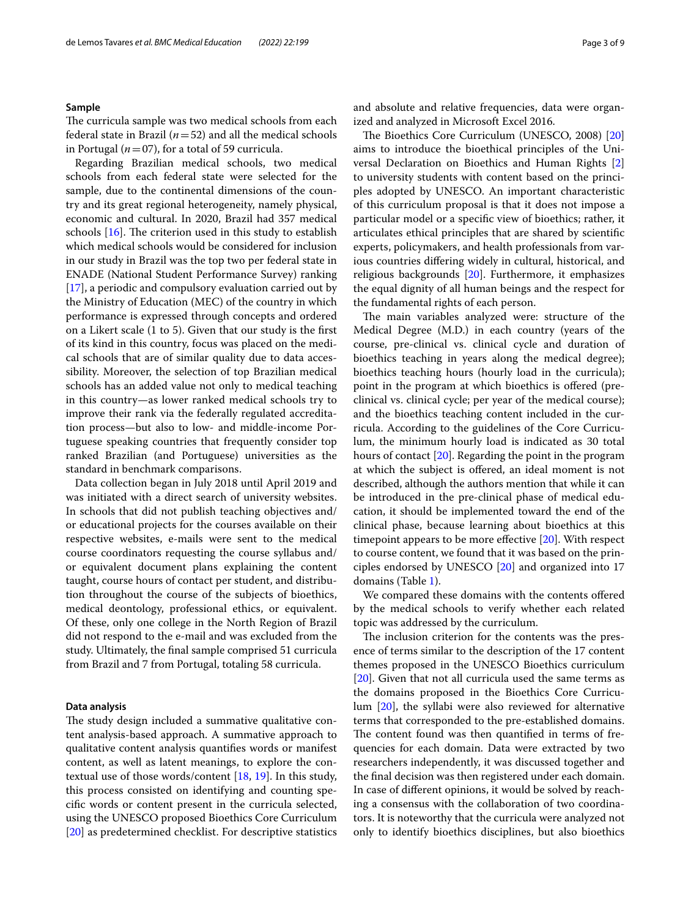### Sample

The curricula sample was two medical schools from each federal state in Brazil ($n = 52$) and all the medical schools in Portugal ($n = 07$), for a total of 59 curricula.

Regarding Brazilian medical schools, two medical schools from each federal state were selected for the sample, due to the continental dimensions of the country and its great regional heterogeneity, namely physical, economic and cultural. In 2020, Brazil had 357 medical schools [16]. The criterion used in this study to establish which medical schools would be considered for inclusion in our study in Brazil was the top two per federal state in ENADE (National Student Performance Survey) ranking [17], a periodic and compulsory evaluation carried out by the Ministry of Education (MEC) of the country in which performance is expressed through concepts and ordered on a Likert scale (1 to 5). Given that our study is the first of its kind in this country, focus was placed on the medical schools that are of similar quality due to data accessibility. Moreover, the selection of top Brazilian medical schools has an added value not only to medical teaching in this country—as lower ranked medical schools try to improve their rank via the federally regulated accreditation process—but also to low- and middle-income Portuguese speaking countries that frequently consider top ranked Brazilian (and Portuguese) universities as the standard in benchmark comparisons.

Data collection began in July 2018 until April 2019 and was initiated with a direct search of university websites. In schools that did not publish teaching objectives and/or educational projects for the courses available on their respective websites, e-mails were sent to the medical course coordinators requesting the course syllabus and/or equivalent document plans explaining the content taught, course hours of contact per student, and distribution throughout the course of the subjects of bioethics, medical deontology, professional ethics, or equivalent. Of these, only one college in the North Region of Brazil did not respond to the e-mail and was excluded from the study. Ultimately, the final sample comprised 51 curricula from Brazil and 7 from Portugal, totaling 58 curricula.

### Data analysis

The study design included a summative qualitative content analysis-based approach. A summative approach to qualitative content analysis quantifies words or manifest content, as well as latent meanings, to explore the contextual use of those words/content [18, 19]. In this study, this process consisted on identifying and counting specific words or content present in the curricula selected, using the UNESCO proposed Bioethics Core Curriculum [20] as predetermined checklist. For descriptive statistics and absolute and relative frequencies, data were organized and analyzed in Microsoft Excel 2016.

The Bioethics Core Curriculum (UNESCO, 2008) [20] aims to introduce the bioethical principles of the Universal Declaration on Bioethics and Human Rights [2] to university students with content based on the principles adopted by UNESCO. An important characteristic of this curriculum proposal is that it does not impose a particular model or a specific view of bioethics; rather, it articulates ethical principles that are shared by scientific experts, policymakers, and health professionals from various countries differing widely in cultural, historical, and religious backgrounds [20]. Furthermore, it emphasizes the equal dignity of all human beings and the respect for the fundamental rights of each person.

The main variables analyzed were: structure of the Medical Degree (M.D.) in each country (years of the course, pre-clinical vs. clinical cycle and duration of bioethics teaching in years along the medical degree); bioethics teaching hours (hourly load in the curricula); point in the program at which bioethics is offered (pre-clinical vs. clinical cycle; per year of the medical course); and the bioethics teaching content included in the curricula. According to the guidelines of the Core Curriculum, the minimum hourly load is indicated as 30 total hours of contact [20]. Regarding the point in the program at which the subject is offered, an ideal moment is not described, although the authors mention that while it can be introduced in the pre-clinical phase of medical education, it should be implemented toward the end of the clinical phase, because learning about bioethics at this timepoint appears to be more effective [20]. With respect to course content, we found that it was based on the principles endorsed by UNESCO [20] and organized into 17 domains (Table 1).

We compared these domains with the contents offered by the medical schools to verify whether each related topic was addressed by the curriculum.

The inclusion criterion for the contents was the presence of terms similar to the description of the 17 content themes proposed in the UNESCO Bioethics curriculum [20]. Given that not all curricula used the same terms as the domains proposed in the Bioethics Core Curriculum [20], the syllabi were also reviewed for alternative terms that corresponded to the pre-established domains. The content found was then quantified in terms of frequencies for each domain. Data were extracted by two researchers independently, it was discussed together and the final decision was then registered under each domain. In case of different opinions, it would be solved by reaching a consensus with the collaboration of two coordinators. It is noteworthy that the curricula were analyzed not only to identify bioethics disciplines, but also bioethics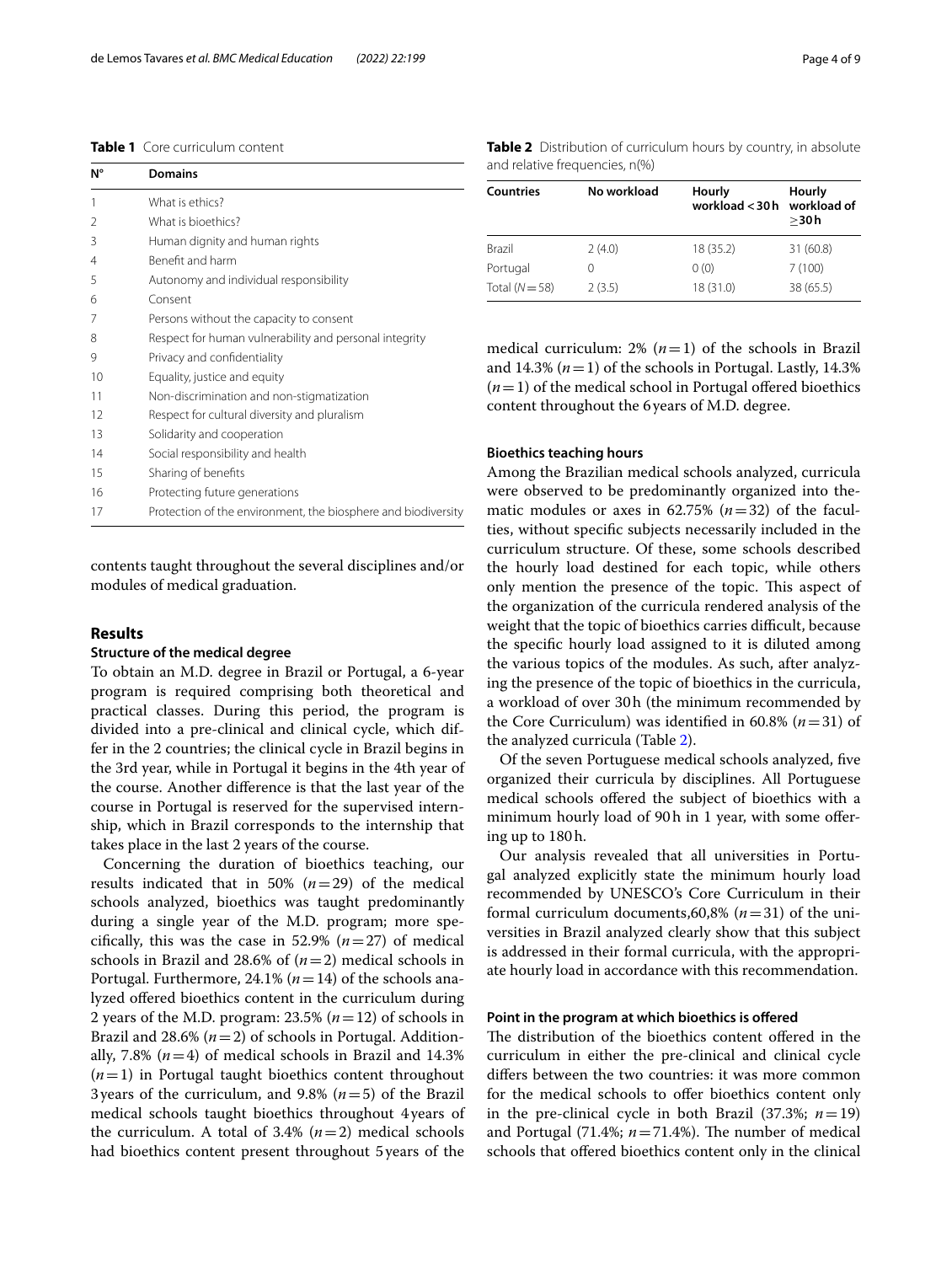**Table 1** Core curriculum content

| N° | Domains |
|---|---|
| 1 | What is ethics? |
| 2 | What is bioethics? |
| 3 | Human dignity and human rights |
| 4 | Benefit and harm |
| 5 | Autonomy and individual responsibility |
| 6 | Consent |
| 7 | Persons without the capacity to consent |
| 8 | Respect for human vulnerability and personal integrity |
| 9 | Privacy and confidentiality |
| 10 | Equality, justice and equity |
| 11 | Non-discrimination and non-stigmatization |
| 12 | Respect for cultural diversity and pluralism |
| 13 | Solidarity and cooperation |
| 14 | Social responsibility and health |
| 15 | Sharing of benefits |
| 16 | Protecting future generations |
| 17 | Protection of the environment, the biosphere and biodiversity |

contents taught throughout the several disciplines and/or modules of medical graduation.

## Results

### Structure of the medical degree

To obtain an M.D. degree in Brazil or Portugal, a 6-year program is required comprising both theoretical and practical classes. During this period, the program is divided into a pre-clinical and clinical cycle, which differ in the 2 countries; the clinical cycle in Brazil begins in the 3rd year, while in Portugal it begins in the 4th year of the course. Another difference is that the last year of the course in Portugal is reserved for the supervised internship, which in Brazil corresponds to the internship that takes place in the last 2 years of the course.

Concerning the duration of bioethics teaching, our results indicated that in 50% ($n=29$) of the medical schools analyzed, bioethics was taught predominantly during a single year of the M.D. program; more specifically, this was the case in 52.9% ($n=27$) of medical schools in Brazil and 28.6% of ($n=2$) medical schools in Portugal. Furthermore, 24.1% ($n=14$) of the schools analyzed offered bioethics content in the curriculum during 2 years of the M.D. program: 23.5% ($n=12$) of schools in Brazil and 28.6% ($n=2$) of schools in Portugal. Additionally, 7.8% ($n=4$) of medical schools in Brazil and 14.3% ($n=1$) in Portugal taught bioethics content throughout 3 years of the curriculum, and 9.8% ($n=5$) of the Brazil medical schools taught bioethics throughout 4 years of the curriculum. A total of 3.4% ($n=2$) medical schools had bioethics content present throughout 5 years of the medical curriculum: 2% ($n=1$) of the schools in Brazil and 14.3% ($n=1$) of the schools in Portugal. Lastly, 14.3% ($n=1$) of the medical school in Portugal offered bioethics content throughout the 6 years of M.D. degree.

**Table 2** Distribution of curriculum hours by country, in absolute and relative frequencies, n(%)

| Countries | No workload | Hourly workload < 30 h | Hourly workload of ≥30 h |
|---|---|---|---|
| Brazil | 2 (4.0) | 18 (35.2) | 31 (60.8) |
| Portugal | 0 | 0 (0) | 7 (100) |
| Total ($N=58$) | 2 (3.5) | 18 (31.0) | 38 (65.5) |

### Bioethics teaching hours

Among the Brazilian medical schools analyzed, curricula were observed to be predominantly organized into thematic modules or axes in 62.75% ($n=32$) of the faculties, without specific subjects necessarily included in the curriculum structure. Of these, some schools described the hourly load destined for each topic, while others only mention the presence of the topic. This aspect of the organization of the curricula rendered analysis of the weight that the topic of bioethics carries difficult, because the specific hourly load assigned to it is diluted among the various topics of the modules. As such, after analyzing the presence of the topic of bioethics in the curricula, a workload of over 30 h (the minimum recommended by the Core Curriculum) was identified in 60.8% ($n=31$) of the analyzed curricula (Table 2).

Of the seven Portuguese medical schools analyzed, five organized their curricula by disciplines. All Portuguese medical schools offered the subject of bioethics with a minimum hourly load of 90 h in 1 year, with some offering up to 180 h.

Our analysis revealed that all universities in Portugal analyzed explicitly state the minimum hourly load recommended by UNESCO's Core Curriculum in their formal curriculum documents,60,8% ($n=31$) of the universities in Brazil analyzed clearly show that this subject is addressed in their formal curricula, with the appropriate hourly load in accordance with this recommendation.

### Point in the program at which bioethics is offered

The distribution of the bioethics content offered in the curriculum in either the pre-clinical and clinical cycle differs between the two countries: it was more common for the medical schools to offer bioethics content only in the pre-clinical cycle in both Brazil (37.3%; $n=19$) and Portugal (71.4%; $n=71.4\%$). The number of medical schools that offered bioethics content only in the clinical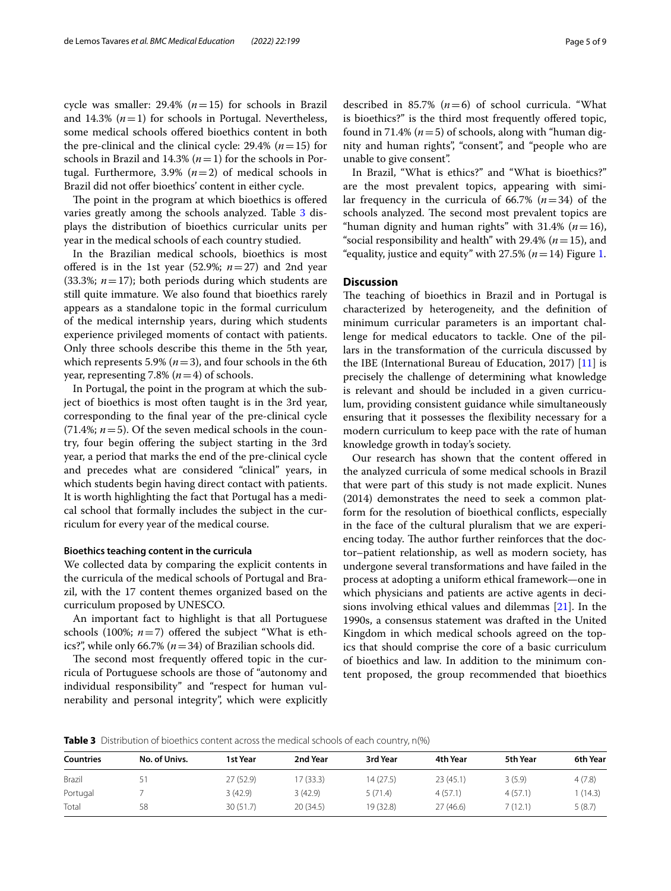cycle was smaller: 29.4% ($n=15$) for schools in Brazil and 14.3% ($n=1$) for schools in Portugal. Nevertheless, some medical schools offered bioethics content in both the pre-clinical and the clinical cycle: 29.4% ($n=15$) for schools in Brazil and 14.3% ($n=1$) for the schools in Portugal. Furthermore, 3.9% ($n=2$) of medical schools in Brazil did not offer bioethics' content in either cycle.

The point in the program at which bioethics is offered varies greatly among the schools analyzed. Table 3 displays the distribution of bioethics curricular units per year in the medical schools of each country studied.

In the Brazilian medical schools, bioethics is most offered is in the 1st year (52.9%; $n=27$) and 2nd year (33.3%; $n=17$); both periods during which students are still quite immature. We also found that bioethics rarely appears as a standalone topic in the formal curriculum of the medical internship years, during which students experience privileged moments of contact with patients. Only three schools describe this theme in the 5th year, which represents 5.9% ($n=3$), and four schools in the 6th year, representing 7.8% ($n=4$) of schools.

In Portugal, the point in the program at which the subject of bioethics is most often taught is in the 3rd year, corresponding to the final year of the pre-clinical cycle (71.4%; $n=5$). Of the seven medical schools in the country, four begin offering the subject starting in the 3rd year, a period that marks the end of the pre-clinical cycle and precedes what are considered "clinical" years, in which students begin having direct contact with patients. It is worth highlighting the fact that Portugal has a medical school that formally includes the subject in the curriculum for every year of the medical course.

#### Bioethics teaching content in the curricula

We collected data by comparing the explicit contents in the curricula of the medical schools of Portugal and Brazil, with the 17 content themes organized based on the curriculum proposed by UNESCO.

An important fact to highlight is that all Portuguese schools (100%; $n=7$) offered the subject "What is ethics?", while only 66.7% ($n=34$) of Brazilian schools did.

The second most frequently offered topic in the curricula of Portuguese schools are those of "autonomy and individual responsibility" and "respect for human vulnerability and personal integrity", which were explicitly described in 85.7% ($n=6$) of school curricula. "What is bioethics?" is the third most frequently offered topic, found in 71.4% ($n=5$) of schools, along with "human dignity and human rights", "consent", and "people who are unable to give consent".

In Brazil, "What is ethics?" and "What is bioethics?" are the most prevalent topics, appearing with similar frequency in the curricula of 66.7% ($n=34$) of the schools analyzed. The second most prevalent topics are "human dignity and human rights" with 31.4% ($n=16$), "social responsibility and health" with 29.4% ($n=15$), and "equality, justice and equity" with 27.5% ($n=14$) Figure 1.

## Discussion

The teaching of bioethics in Brazil and in Portugal is characterized by heterogeneity, and the definition of minimum curricular parameters is an important challenge for medical educators to tackle. One of the pillars in the transformation of the curricula discussed by the IBE (International Bureau of Education, 2017) [11] is precisely the challenge of determining what knowledge is relevant and should be included in a given curriculum, providing consistent guidance while simultaneously ensuring that it possesses the flexibility necessary for a modern curriculum to keep pace with the rate of human knowledge growth in today's society.

Our research has shown that the content offered in the analyzed curricula of some medical schools in Brazil that were part of this study is not made explicit. Nunes (2014) demonstrates the need to seek a common platform for the resolution of bioethical conflicts, especially in the face of the cultural pluralism that we are experiencing today. The author further reinforces that the doctor–patient relationship, as well as modern society, has undergone several transformations and have failed in the process at adopting a uniform ethical framework—one in which physicians and patients are active agents in decisions involving ethical values and dilemmas [21]. In the 1990s, a consensus statement was drafted in the United Kingdom in which medical schools agreed on the topics that should comprise the core of a basic curriculum of bioethics and law. In addition to the minimum content proposed, the group recommended that bioethics

**Table 3** Distribution of bioethics content across the medical schools of each country, n(%)

| Countries | No. of Univs. | 1st Year | 2nd Year | 3rd Year | 4th Year | 5th Year | 6th Year |
|---|---|---|---|---|---|---|---|
| Brazil | 51 | 27 (52.9) | 17 (33.3) | 14 (27.5) | 23 (45.1) | 3 (5.9) | 4 (7.8) |
| Portugal | 7 | 3 (42.9) | 3 (42.9) | 5 (71.4) | 4 (57.1) | 4 (57.1) | 1 (14.3) |
| Total | 58 | 30 (51.7) | 20 (34.5) | 19 (32.8) | 27 (46.6) | 7 (12.1) | 5 (8.7) |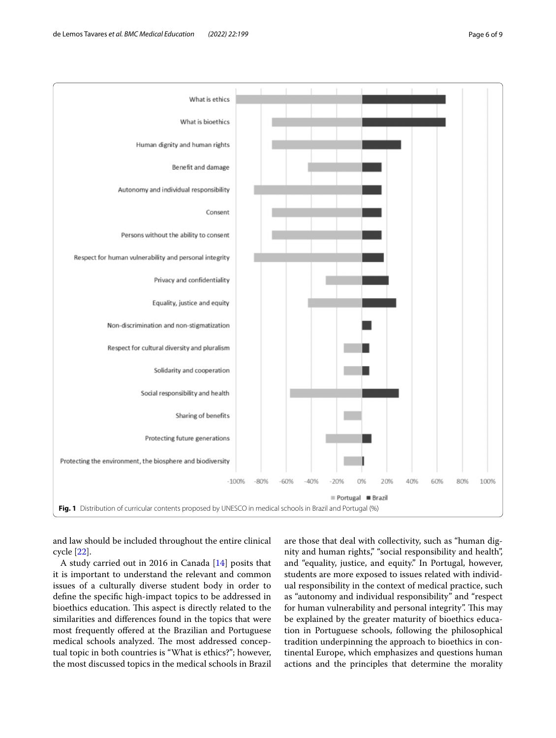Fig. 1 Distribution of curricular contents proposed by UNESCO in medical schools in Brazil and Portugal (%)

and law should be included throughout the entire clinical cycle [22].

A study carried out in 2016 in Canada [14] posits that it is important to understand the relevant and common issues of a culturally diverse student body in order to define the specific high-impact topics to be addressed in bioethics education. This aspect is directly related to the similarities and differences found in the topics that were most frequently offered at the Brazilian and Portuguese medical schools analyzed. The most addressed conceptual topic in both countries is "What is ethics?"; however, the most discussed topics in the medical schools in Brazil are those that deal with collectivity, such as "human dignity and human rights," "social responsibility and health", and "equality, justice, and equity." In Portugal, however, students are more exposed to issues related with individual responsibility in the context of medical practice, such as "autonomy and individual responsibility" and "respect for human vulnerability and personal integrity". This may be explained by the greater maturity of bioethics education in Portuguese schools, following the philosophical tradition underpinning the approach to bioethics in continental Europe, which emphasizes and questions human actions and the principles that determine the morality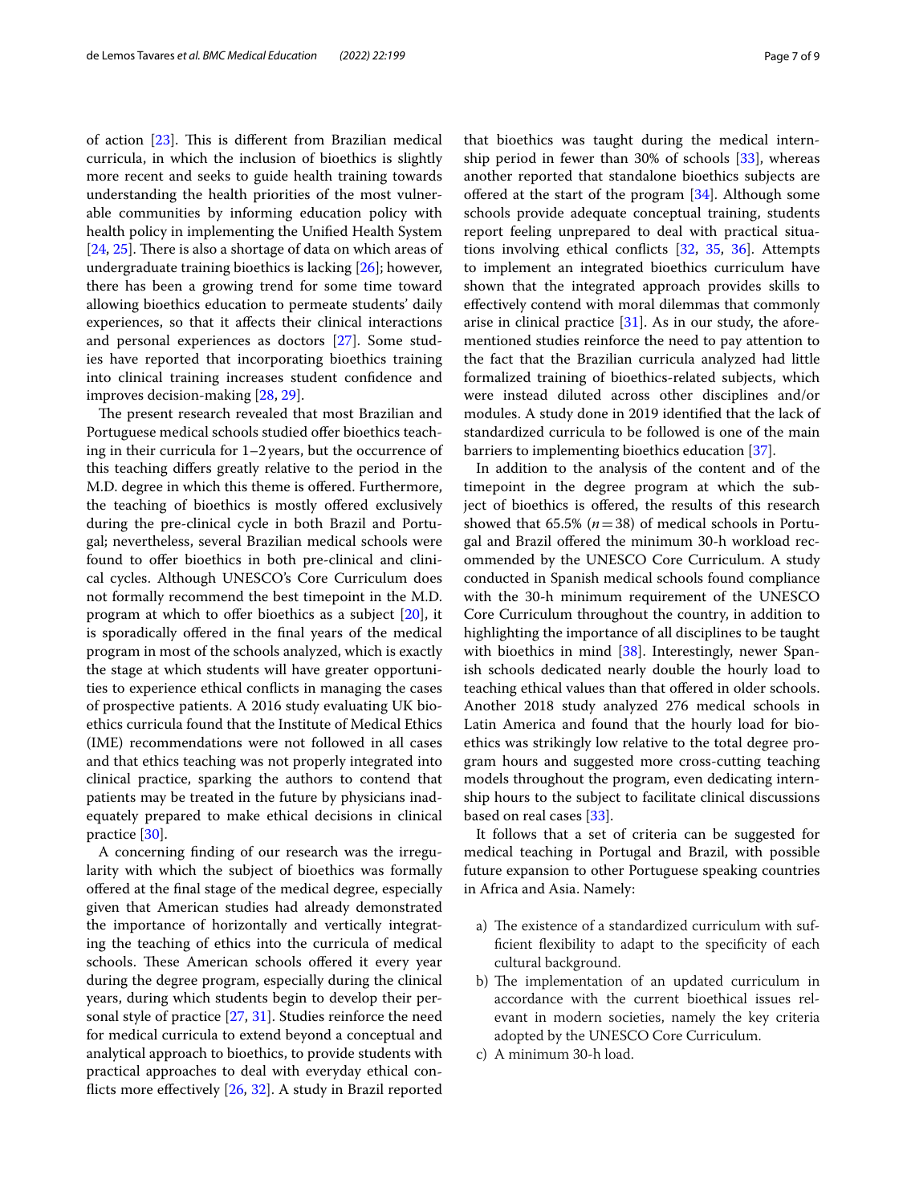of action [23]. This is different from Brazilian medical curricula, in which the inclusion of bioethics is slightly more recent and seeks to guide health training towards understanding the health priorities of the most vulnerable communities by informing education policy with health policy in implementing the Unified Health System [24, 25]. There is also a shortage of data on which areas of undergraduate training bioethics is lacking [26]; however, there has been a growing trend for some time toward allowing bioethics education to permeate students' daily experiences, so that it affects their clinical interactions and personal experiences as doctors [27]. Some studies have reported that incorporating bioethics training into clinical training increases student confidence and improves decision-making [28, 29].

The present research revealed that most Brazilian and Portuguese medical schools studied offer bioethics teaching in their curricula for 1–2 years, but the occurrence of this teaching differs greatly relative to the period in the M.D. degree in which this theme is offered. Furthermore, the teaching of bioethics is mostly offered exclusively during the pre-clinical cycle in both Brazil and Portugal; nevertheless, several Brazilian medical schools were found to offer bioethics in both pre-clinical and clinical cycles. Although UNESCO's Core Curriculum does not formally recommend the best timepoint in the M.D. program at which to offer bioethics as a subject [20], it is sporadically offered in the final years of the medical program in most of the schools analyzed, which is exactly the stage at which students will have greater opportunities to experience ethical conflicts in managing the cases of prospective patients. A 2016 study evaluating UK bioethics curricula found that the Institute of Medical Ethics (IME) recommendations were not followed in all cases and that ethics teaching was not properly integrated into clinical practice, sparking the authors to contend that patients may be treated in the future by physicians inadequately prepared to make ethical decisions in clinical practice [30].

A concerning finding of our research was the irregularity with which the subject of bioethics was formally offered at the final stage of the medical degree, especially given that American studies had already demonstrated the importance of horizontally and vertically integrating the teaching of ethics into the curricula of medical schools. These American schools offered it every year during the degree program, especially during the clinical years, during which students begin to develop their personal style of practice [27, 31]. Studies reinforce the need for medical curricula to extend beyond a conceptual and analytical approach to bioethics, to provide students with practical approaches to deal with everyday ethical conflicts more effectively [26, 32]. A study in Brazil reported that bioethics was taught during the medical internship period in fewer than 30% of schools [33], whereas another reported that standalone bioethics subjects are offered at the start of the program [34]. Although some schools provide adequate conceptual training, students report feeling unprepared to deal with practical situations involving ethical conflicts [32, 35, 36]. Attempts to implement an integrated bioethics curriculum have shown that the integrated approach provides skills to effectively contend with moral dilemmas that commonly arise in clinical practice [31]. As in our study, the aforementioned studies reinforce the need to pay attention to the fact that the Brazilian curricula analyzed had little formalized training of bioethics-related subjects, which were instead diluted across other disciplines and/or modules. A study done in 2019 identified that the lack of standardized curricula to be followed is one of the main barriers to implementing bioethics education [37].

In addition to the analysis of the content and of the timepoint in the degree program at which the subject of bioethics is offered, the results of this research showed that 65.5% ($n = 38$) of medical schools in Portugal and Brazil offered the minimum 30-h workload recommended by the UNESCO Core Curriculum. A study conducted in Spanish medical schools found compliance with the 30-h minimum requirement of the UNESCO Core Curriculum throughout the country, in addition to highlighting the importance of all disciplines to be taught with bioethics in mind [38]. Interestingly, newer Spanish schools dedicated nearly double the hourly load to teaching ethical values than that offered in older schools. Another 2018 study analyzed 276 medical schools in Latin America and found that the hourly load for bioethics was strikingly low relative to the total degree program hours and suggested more cross-cutting teaching models throughout the program, even dedicating internship hours to the subject to facilitate clinical discussions based on real cases [33].

It follows that a set of criteria can be suggested for medical teaching in Portugal and Brazil, with possible future expansion to other Portuguese speaking countries in Africa and Asia. Namely:

a) The existence of a standardized curriculum with sufficient flexibility to adapt to the specificity of each cultural background.
b) The implementation of an updated curriculum in accordance with the current bioethical issues relevant in modern societies, namely the key criteria adopted by the UNESCO Core Curriculum.
c) A minimum 30-h load.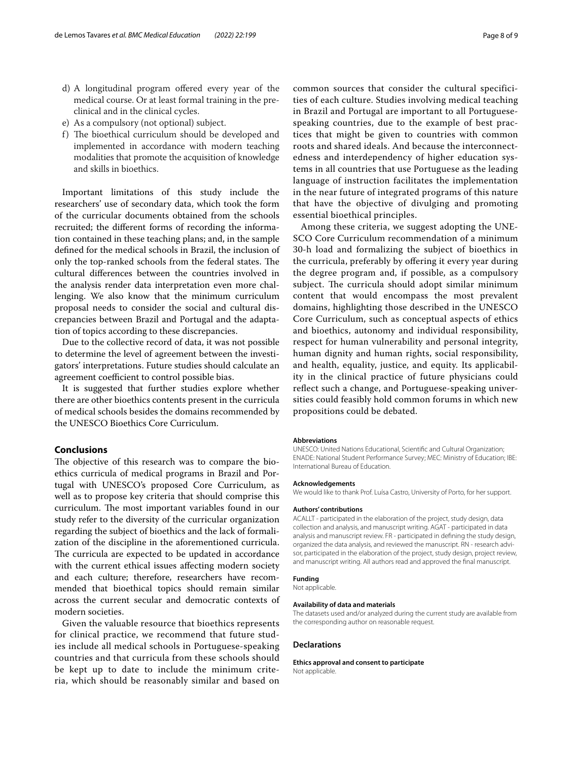d) A longitudinal program offered every year of the medical course. Or at least formal training in the preclinical and in the clinical cycles.
e) As a compulsory (not optional) subject.
f) The bioethical curriculum should be developed and implemented in accordance with modern teaching modalities that promote the acquisition of knowledge and skills in bioethics.

Important limitations of this study include the researchers' use of secondary data, which took the form of the curricular documents obtained from the schools recruited; the different forms of recording the information contained in these teaching plans; and, in the sample defined for the medical schools in Brazil, the inclusion of only the top-ranked schools from the federal states. The cultural differences between the countries involved in the analysis render data interpretation even more challenging. We also know that the minimum curriculum proposal needs to consider the social and cultural discrepancies between Brazil and Portugal and the adaptation of topics according to these discrepancies.

Due to the collective record of data, it was not possible to determine the level of agreement between the investigators' interpretations. Future studies should calculate an agreement coefficient to control possible bias.

It is suggested that further studies explore whether there are other bioethics contents present in the curricula of medical schools besides the domains recommended by the UNESCO Bioethics Core Curriculum.

## Conclusions

The objective of this research was to compare the bioethics curricula of medical programs in Brazil and Portugal with UNESCO's proposed Core Curriculum, as well as to propose key criteria that should comprise this curriculum. The most important variables found in our study refer to the diversity of the curricular organization regarding the subject of bioethics and the lack of formalization of the discipline in the aforementioned curricula. The curricula are expected to be updated in accordance with the current ethical issues affecting modern society and each culture; therefore, researchers have recommended that bioethical topics should remain similar across the current secular and democratic contexts of modern societies.

Given the valuable resource that bioethics represents for clinical practice, we recommend that future studies include all medical schools in Portuguese-speaking countries and that curricula from these schools should be kept up to date to include the minimum criteria, which should be reasonably similar and based on common sources that consider the cultural specificities of each culture. Studies involving medical teaching in Brazil and Portugal are important to all Portuguese-speaking countries, due to the example of best practices that might be given to countries with common roots and shared ideals. And because the interconnectedness and interdependency of higher education systems in all countries that use Portuguese as the leading language of instruction facilitates the implementation in the near future of integrated programs of this nature that have the objective of divulging and promoting essential bioethical principles.

Among these criteria, we suggest adopting the UNESCO Core Curriculum recommendation of a minimum 30-h load and formalizing the subject of bioethics in the curricula, preferably by offering it every year during the degree program and, if possible, as a compulsory subject. The curricula should adopt similar minimum content that would encompass the most prevalent domains, highlighting those described in the UNESCO Core Curriculum, such as conceptual aspects of ethics and bioethics, autonomy and individual responsibility, respect for human vulnerability and personal integrity, human dignity and human rights, social responsibility, and health, equality, justice, and equity. Its applicability in the clinical practice of future physicians could reflect such a change, and Portuguese-speaking universities could feasibly hold common forums in which new propositions could be debated.

#### Abbreviations

UNESCO: United Nations Educational, Scientific and Cultural Organization; ENADE: National Student Performance Survey; MEC: Ministry of Education; IBE: International Bureau of Education.

#### Acknowledgements

We would like to thank Prof. Luísa Castro, University of Porto, for her support.

#### Authors' contributions

ACALLT - participated in the elaboration of the project, study design, data collection and analysis, and manuscript writing. AGAT - participated in data analysis and manuscript review. FR - participated in defining the study design, organized the data analysis, and reviewed the manuscript. RN - research advisor, participated in the elaboration of the project, study design, project review, and manuscript writing. All authors read and approved the final manuscript.

#### Funding

Not applicable.

#### Availability of data and materials

The datasets used and/or analyzed during the current study are available from the corresponding author on reasonable request.

### Declarations

#### Ethics approval and consent to participate

Not applicable.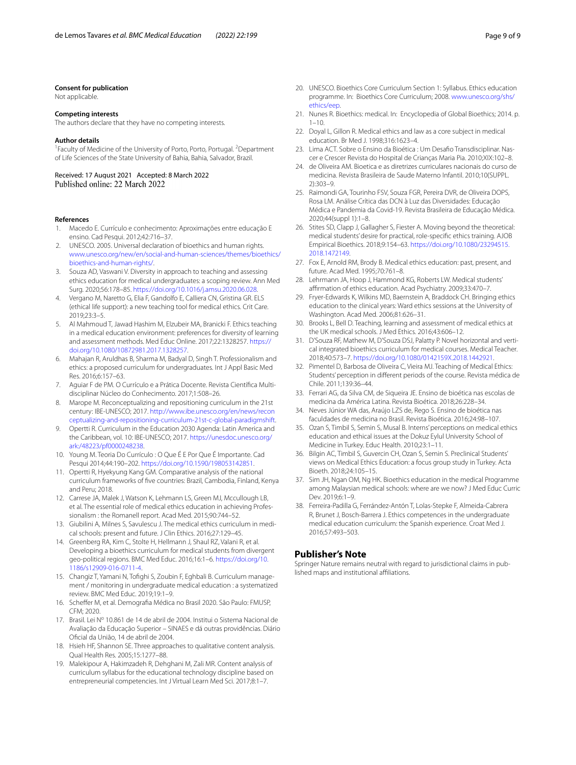**Consent for publication**
Not applicable.

**Competing interests**
The authors declare that they have no competing interests.

**Author details**
[1]Faculty of Medicine of the University of Porto, Porto, Portugal. [2]Department of Life Sciences of the State University of Bahia, Bahia, Salvador, Brazil.

Received: 17 August 2021 Accepted: 8 March 2022
Published online: 22 March 2022

**References**

1. Macedo E. Currículo e conhecimento: Aproximações entre educação E ensino. Cad Pesqui. 2012;42:716–37.
2. UNESCO. 2005. Universal declaration of bioethics and human rights. www.unesco.org/new/en/social-and-human-sciences/themes/bioethics/bioethics-and-human-rights/.
3. Souza AD, Vaswani V. Diversity in approach to teaching and assessing ethics education for medical undergraduates: a scoping review. Ann Med Surg. 2020;56:178–85. https://doi.org/10.1016/j.amsu.2020.06.028.
4. Vergano M, Naretto G, Elia F, Gandolfo E, Calliera CN, Gristina GR. ELS (ethical life support): a new teaching tool for medical ethics. Crit Care. 2019;23:3–5.
5. Al Mahmoud T, Jawad Hashim M, Elzubeir MA, Branicki F. Ethics teaching in a medical education environment: preferences for diversity of learning and assessment methods. Med Educ Online. 2017;22:1328257. https://doi.org/10.1080/10872981.2017.1328257.
6. Mahajan R, Aruldhas B, Sharma M, Badyal D, Singh T. Professionalism and ethics: a proposed curriculum for undergraduates. Int J Appl Basic Med Res. 2016;6:157–63.
7. Aguiar F de PM. O Currículo e a Prática Docente. Revista Científica Multidisciplinar Núcleo do Conhecimento. 2017;1:508–26.
8. Marope M. Reconceptualizing and repositioning curriculum in the 21st century: IBE-UNESCO; 2017. http://www.ibe.unesco.org/en/news/reconceptualizing-and-repositioning-curriculum-21st-c-global-paradigmshift.
9. Opertti R. Curriculum in the Education 2030 Agenda: Latin America and the Caribbean, vol. 10: IBE-UNESCO; 2017. https://unesdoc.unesco.org/ark:/48223/pf0000248238.
10. Young M. Teoria Do Currículo : O Que É E Por Que É Importante. Cad Pesqui 2014;44:190–202. https://doi.org/10.1590/198053142851.
11. Opertti R, Hyekyung Kang GM. Comparative analysis of the national curriculum frameworks of five countries: Brazil, Cambodia, Finland, Kenya and Peru; 2018.
12. Carrese JA, Malek J, Watson K, Lehmann LS, Green MJ, Mccullough LB, et al. The essential role of medical ethics education in achieving Professionalism : the Romanell report. Acad Med. 2015;90:744–52.
13. Giubilini A, Milnes S, Savulescu J. The medical ethics curriculum in medical schools: present and future. J Clin Ethics. 2016;27:129–45.
14. Greenberg RA, Kim C, Stolte H, Hellmann J, Shaul RZ, Valani R, et al. Developing a bioethics curriculum for medical students from divergent geo-political regions. BMC Med Educ. 2016;16:1–6. https://doi.org/10.1186/s12909-016-0711-4.
15. Changiz T, Yamani N, Tofighi S, Zoubin F, Eghbali B. Curriculum management / monitoring in undergraduate medical education : a systematized review. BMC Med Educ. 2019;19:1–9.
16. Scheffer M, et al. Demografia Médica no Brasil 2020. São Paulo: FMUSP, CFM; 2020.
17. Brasil. Lei Nº 10.861 de 14 de abril de 2004. Institui o Sistema Nacional de Avaliação da Educação Superior – SINAES e dá outras providências. Diário Oficial da União, 14 de abril de 2004.
18. Hsieh HF, Shannon SE. Three approaches to qualitative content analysis. Qual Health Res. 2005;15:1277–88.
19. Malekipour A, Hakimzadeh R, Dehghani M, Zali MR. Content analysis of curriculum syllabus for the educational technology discipline based on entrepreneurial competencies. Int J Virtual Learn Med Sci. 2017;8:1–7.
20. UNESCO. Bioethics Core Curriculum Section 1: Syllabus. Ethics education programme. In: Bioethics Core Curriculum; 2008. www.unesco.org/shs/ethics/eep.
21. Nunes R. Bioethics: medical. In: Encyclopedia of Global Bioethics; 2014. p. 1–10.
22. Doyal L, Gillon R. Medical ethics and law as a core subject in medical education. Br Med J. 1998;316:1623–4.
23. Lima ACT. Sobre o Ensino da Bioética : Um Desafio Transdisciplinar. Nascer e Crescer Revista do Hospital de Crianças Maria Pia. 2010;XIX:102–8.
24. de Oliveira AM. Bioetica e as diretrizes curriculares nacionais do curso de medicina. Revista Brasileira de Saude Materno Infantil. 2010;10(SUPPL. 2):303–9.
25. Raimondi GA, Tourinho FSV, Souza FGR, Pereira DVR, de Oliveira DOPS, Rosa LM. Análise Crítica das DCN à Luz das Diversidades: Educação Médica e Pandemia da Covid-19. Revista Brasileira de Educação Médica. 2020;44(suppl 1):1–8.
26. Stites SD, Clapp J, Gallagher S, Fiester A. Moving beyond the theoretical: medical students' desire for practical, role-specific ethics training. AJOB Empirical Bioethics. 2018;9:154–63. https://doi.org/10.1080/23294515.2018.1472149.
27. Fox E, Arnold RM, Brody B. Medical ethics education: past, present, and future. Acad Med. 1995;70:761–8.
28. Lehrmann JA, Hoop J, Hammond KG, Roberts LW. Medical students' affirmation of ethics education. Acad Psychiatry. 2009;33:470–7.
29. Fryer-Edwards K, Wilkins MD, Baernstein A, Braddock CH. Bringing ethics education to the clinical years: Ward ethics sessions at the University of Washington. Acad Med. 2006;81:626–31.
30. Brooks L, Bell D. Teaching, learning and assessment of medical ethics at the UK medical schools. J Med Ethics. 2016;43:606–12.
31. D'Souza RF, Mathew M, D'Souza DSJ, Palatty P. Novel horizontal and vertical integrated bioethics curriculum for medical courses. Medical Teacher. 2018;40:573–7. https://doi.org/10.1080/0142159X.2018.1442921.
32. Pimentel D, Barbosa de Oliveira C, Vieira MJ. Teaching of Medical Ethics: Students' perception in different periods of the course. Revista médica de Chile. 2011;139:36–44.
33. Ferrari AG, da Silva CM, de Siqueira JE. Ensino de bioética nas escolas de medicina da América Latina. Revista Bioética. 2018;26:228–34.
34. Neves Júnior WA das, Araújo LZS de, Rego S. Ensino de bioética nas faculdades de medicina no Brasil. Revista Bioética. 2016;24:98–107.
35. Ozan S, Timbil S, Semin S, Musal B. Interns' perceptions on medical ethics education and ethical issues at the Dokuz Eylul University School of Medicine in Turkey. Educ Health. 2010;23:1–11.
36. Bilgin AC, Timbil S, Guvercin CH, Ozan S, Semin S. Preclinical Students' views on Medical Ethics Education: a focus group study in Turkey. Acta Bioeth. 2018;24:105–15.
37. Sim JH, Ngan OM, Ng HK. Bioethics education in the medical Programme among Malaysian medical schools: where are we now? J Med Educ Curric Dev. 2019;6:1–9.
38. Ferreira-Padilla G, Ferrández-Antón T, Lolas-Stepke F, Almeida-Cabrera R, Brunet J, Bosch-Barrera J. Ethics competences in the undergraduate medical education curriculum: the Spanish experience. Croat Med J. 2016;57:493–503.

## Publisher's Note

Springer Nature remains neutral with regard to jurisdictional claims in published maps and institutional affiliations.